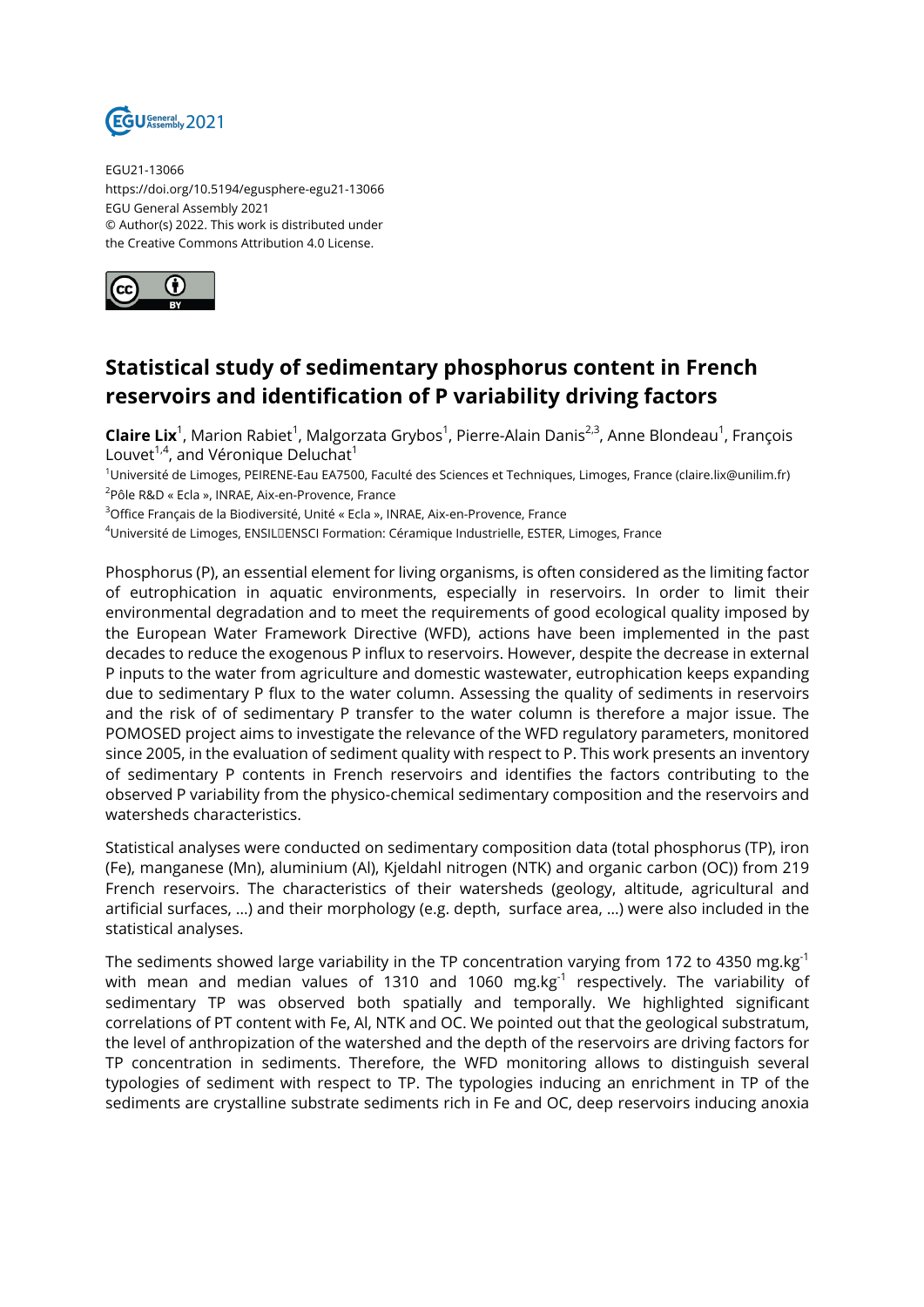EGU21-13066
https://doi.org/10.5194/egusphere-egu21-13066
EGU General Assembly 2021
© Author(s) 2022. This work is distributed under
the Creative Commons Attribution 4.0 License.

# Statistical study of sedimentary phosphorus content in French reservoirs and identification of P variability driving factors

**Claire Lix**[1], Marion Rabiet[1], Malgorzata Grybos[1], Pierre-Alain Danis[2,3], Anne Blondeau[1], François Louvet[1,4], and Véronique Deluchat[1]

[1]Université de Limoges, PEIRENE-Eau EA7500, Faculté des Sciences et Techniques, Limoges, France (claire.lix@unilim.fr)
[2]Pôle R&D « Ecla », INRAE, Aix-en-Provence, France
[3]Office Français de la Biodiversité, Unité « Ecla », INRAE, Aix-en-Provence, France
[4]Université de Limoges, ENSIL�ENSCI Formation: Céramique Industrielle, ESTER, Limoges, France

Phosphorus (P), an essential element for living organisms, is often considered as the limiting factor of eutrophication in aquatic environments, especially in reservoirs. In order to limit their environmental degradation and to meet the requirements of good ecological quality imposed by the European Water Framework Directive (WFD), actions have been implemented in the past decades to reduce the exogenous P influx to reservoirs. However, despite the decrease in external P inputs to the water from agriculture and domestic wastewater, eutrophication keeps expanding due to sedimentary P flux to the water column. Assessing the quality of sediments in reservoirs and the risk of of sedimentary P transfer to the water column is therefore a major issue. The POMOSED project aims to investigate the relevance of the WFD regulatory parameters, monitored since 2005, in the evaluation of sediment quality with respect to P. This work presents an inventory of sedimentary P contents in French reservoirs and identifies the factors contributing to the observed P variability from the physico-chemical sedimentary composition and the reservoirs and watersheds characteristics.

Statistical analyses were conducted on sedimentary composition data (total phosphorus (TP), iron (Fe), manganese (Mn), aluminium (Al), Kjeldahl nitrogen (NTK) and organic carbon (OC)) from 219 French reservoirs. The characteristics of their watersheds (geology, altitude, agricultural and artificial surfaces, ...) and their morphology (e.g. depth, surface area, ...) were also included in the statistical analyses.

The sediments showed large variability in the TP concentration varying from 172 to 4350 $mg.kg^{-1}$ with mean and median values of 1310 and 1060 $mg.kg^{-1}$ respectively. The variability of sedimentary TP was observed both spatially and temporally. We highlighted significant correlations of PT content with Fe, Al, NTK and OC. We pointed out that the geological substratum, the level of anthropization of the watershed and the depth of the reservoirs are driving factors for TP concentration in sediments. Therefore, the WFD monitoring allows to distinguish several typologies of sediment with respect to TP. The typologies inducing an enrichment in TP of the sediments are crystalline substrate sediments rich in Fe and OC, deep reservoirs inducing anoxia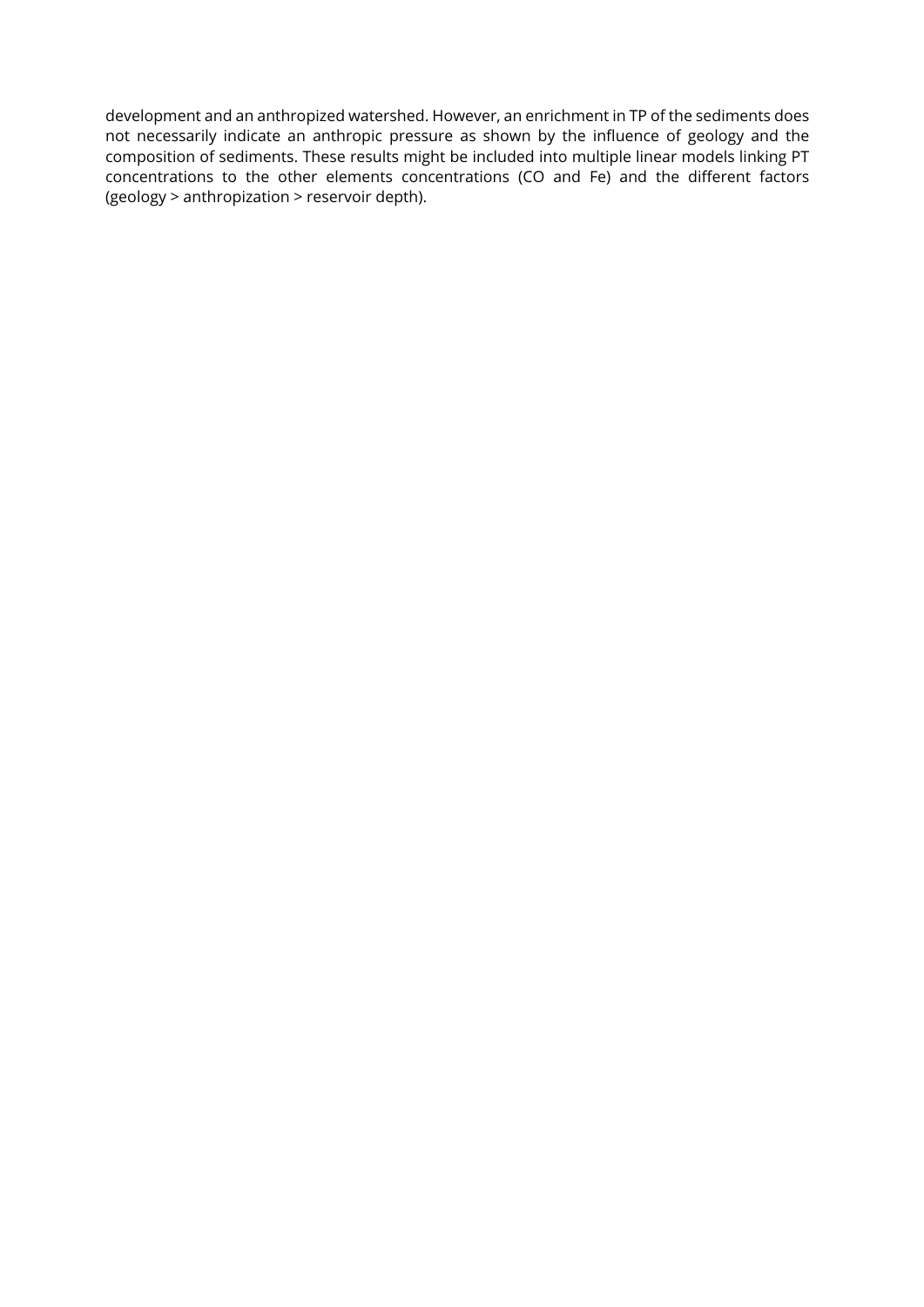development and an anthropized watershed. However, an enrichment in TP of the sediments does not necessarily indicate an anthropic pressure as shown by the influence of geology and the composition of sediments. These results might be included into multiple linear models linking PT concentrations to the other elements concentrations (CO and Fe) and the different factors (geology > anthropization > reservoir depth).